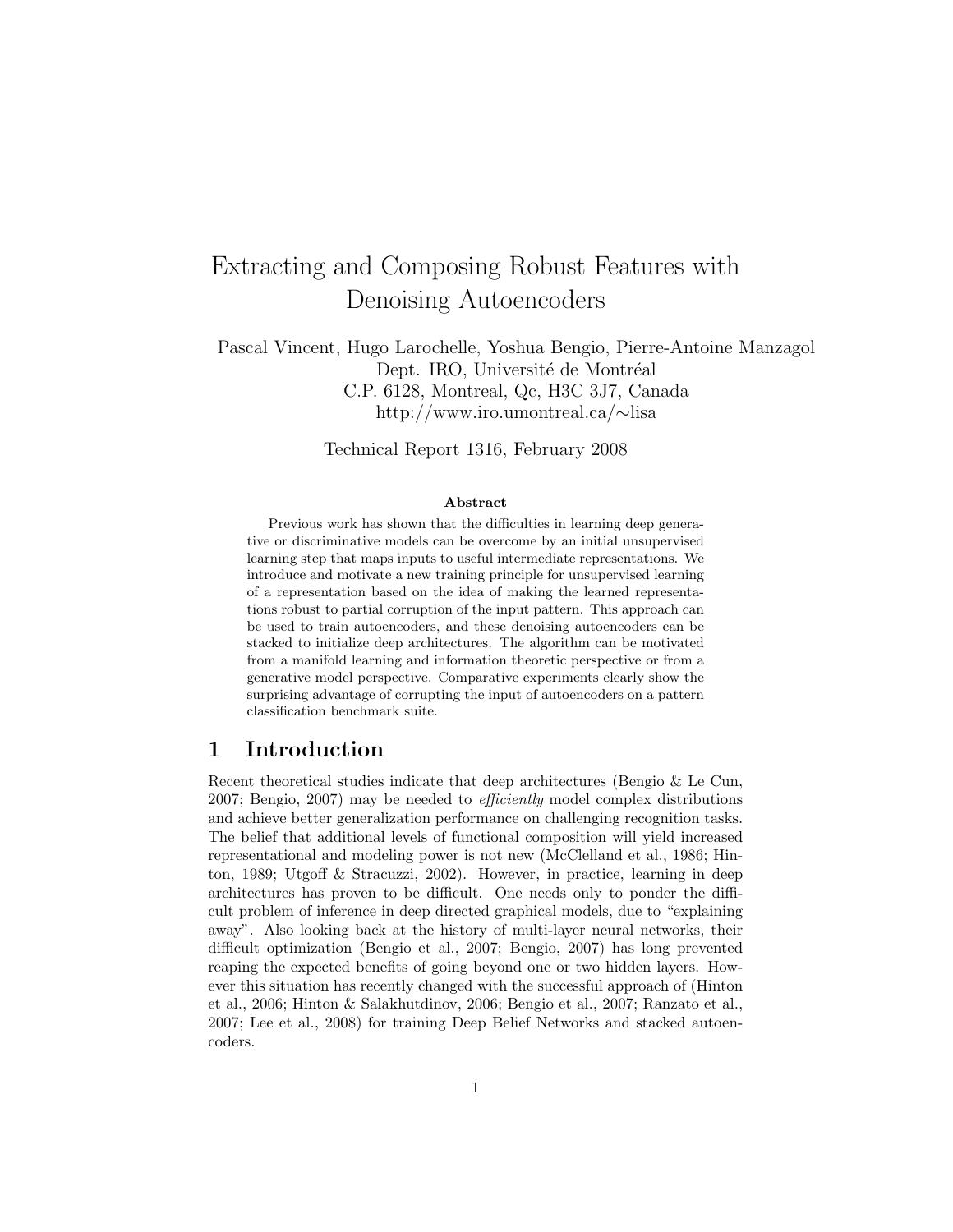# Extracting and Composing Robust Features with Denoising Autoencoders

Pascal Vincent, Hugo Larochelle, Yoshua Bengio, Pierre-Antoine Manzagol
Dept. IRO, Université de Montréal
C.P. 6128, Montreal, Qc, H3C 3J7, Canada
http://www.iro.umontreal.ca/∼lisa

Technical Report 1316, February 2008

### Abstract

Previous work has shown that the difficulties in learning deep generative or discriminative models can be overcome by an initial unsupervised learning step that maps inputs to useful intermediate representations. We introduce and motivate a new training principle for unsupervised learning of a representation based on the idea of making the learned representations robust to partial corruption of the input pattern. This approach can be used to train autoencoders, and these denoising autoencoders can be stacked to initialize deep architectures. The algorithm can be motivated from a manifold learning and information theoretic perspective or from a generative model perspective. Comparative experiments clearly show the surprising advantage of corrupting the input of autoencoders on a pattern classification benchmark suite.

## 1 Introduction

Recent theoretical studies indicate that deep architectures (Bengio & Le Cun, 2007; Bengio, 2007) may be needed to *efficiently* model complex distributions and achieve better generalization performance on challenging recognition tasks. The belief that additional levels of functional composition will yield increased representational and modeling power is not new (McClelland et al., 1986; Hinton, 1989; Utgoff & Stracuzzi, 2002). However, in practice, learning in deep architectures has proven to be difficult. One needs only to ponder the difficult problem of inference in deep directed graphical models, due to "explaining away". Also looking back at the history of multi-layer neural networks, their difficult optimization (Bengio et al., 2007; Bengio, 2007) has long prevented reaping the expected benefits of going beyond one or two hidden layers. However this situation has recently changed with the successful approach of (Hinton et al., 2006; Hinton & Salakhutdinov, 2006; Bengio et al., 2007; Ranzato et al., 2007; Lee et al., 2008) for training Deep Belief Networks and stacked autoencoders.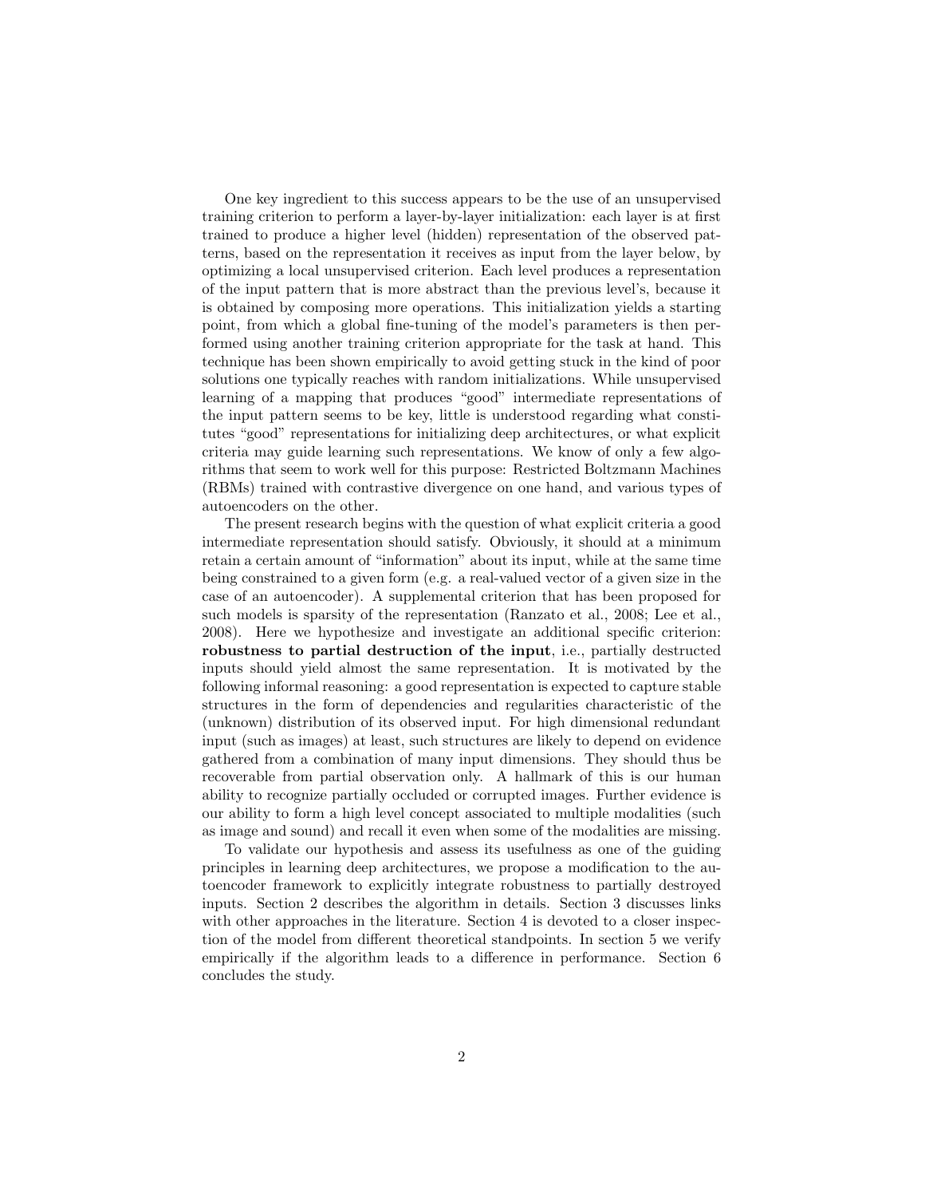One key ingredient to this success appears to be the use of an unsupervised training criterion to perform a layer-by-layer initialization: each layer is at first trained to produce a higher level (hidden) representation of the observed patterns, based on the representation it receives as input from the layer below, by optimizing a local unsupervised criterion. Each level produces a representation of the input pattern that is more abstract than the previous level's, because it is obtained by composing more operations. This initialization yields a starting point, from which a global fine-tuning of the model's parameters is then performed using another training criterion appropriate for the task at hand. This technique has been shown empirically to avoid getting stuck in the kind of poor solutions one typically reaches with random initializations. While unsupervised learning of a mapping that produces "good" intermediate representations of the input pattern seems to be key, little is understood regarding what constitutes "good" representations for initializing deep architectures, or what explicit criteria may guide learning such representations. We know of only a few algorithms that seem to work well for this purpose: Restricted Boltzmann Machines (RBMs) trained with contrastive divergence on one hand, and various types of autoencoders on the other.

The present research begins with the question of what explicit criteria a good intermediate representation should satisfy. Obviously, it should at a minimum retain a certain amount of "information" about its input, while at the same time being constrained to a given form (e.g. a real-valued vector of a given size in the case of an autoencoder). A supplemental criterion that has been proposed for such models is sparsity of the representation (Ranzato et al., 2008; Lee et al., 2008). Here we hypothesize and investigate an additional specific criterion: **robustness to partial destruction of the input**, i.e., partially destructed inputs should yield almost the same representation. It is motivated by the following informal reasoning: a good representation is expected to capture stable structures in the form of dependencies and regularities characteristic of the (unknown) distribution of its observed input. For high dimensional redundant input (such as images) at least, such structures are likely to depend on evidence gathered from a combination of many input dimensions. They should thus be recoverable from partial observation only. A hallmark of this is our human ability to recognize partially occluded or corrupted images. Further evidence is our ability to form a high level concept associated to multiple modalities (such as image and sound) and recall it even when some of the modalities are missing.

To validate our hypothesis and assess its usefulness as one of the guiding principles in learning deep architectures, we propose a modification to the autoencoder framework to explicitly integrate robustness to partially destroyed inputs. Section 2 describes the algorithm in details. Section 3 discusses links with other approaches in the literature. Section 4 is devoted to a closer inspection of the model from different theoretical standpoints. In section 5 we verify empirically if the algorithm leads to a difference in performance. Section 6 concludes the study.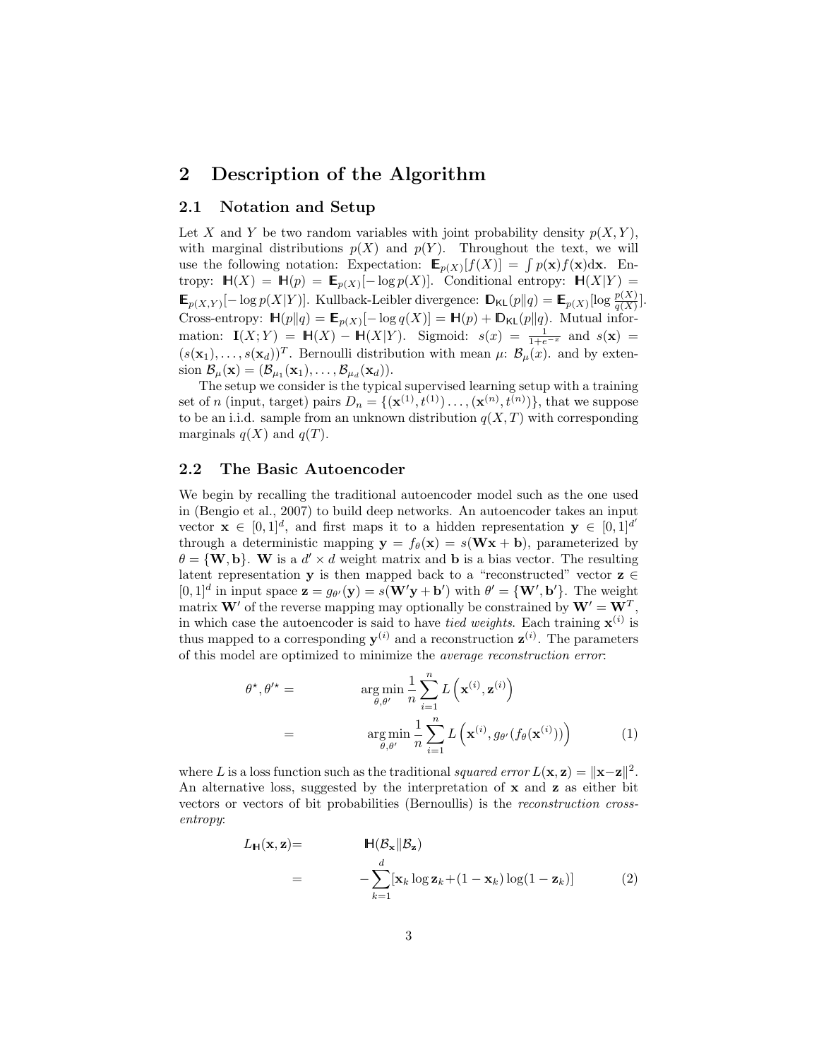## 2 Description of the Algorithm

### 2.1 Notation and Setup

Let $X$ and $Y$ be two random variables with joint probability density $p(X, Y)$, with marginal distributions $p(X)$ and $p(Y)$. Throughout the text, we will use the following notation: Expectation: $\mathbb{E}_{p(X)}[f(X)] = \int p(\mathbf{x}) f(\mathbf{x}) d\mathbf{x}$. Entropy: $\mathbb{H}(X) = \mathbb{H}(p) = \mathbb{E}_{p(X)}[-\log p(X)]$. Conditional entropy: $\mathbb{H}(X|Y) = \mathbb{E}_{p(X,Y)}[-\log p(X|Y)]$. Kullback-Leibler divergence: $\mathbb{D}_{\mathsf{KL}}(p\|q) = \mathbb{E}_{p(X)}[\log \frac{p(X)}{q(X)}]$. Cross-entropy: $\mathbb{H}(p\|q) = \mathbb{E}_{p(X)}[-\log q(X)] = \mathbb{H}(p) + \mathbb{D}_{\mathsf{KL}}(p\|q)$. Mutual information: $\mathbf{I}(X;Y) = \mathbb{H}(X) - \mathbb{H}(X|Y)$. Sigmoid: $s(x) = \frac{1}{1+e^{-x}}$ and $s(\mathbf{x}) = (s(\mathbf{x}_1), \ldots, s(\mathbf{x}_d))^T$. Bernoulli distribution with mean $\mu$: $\mathcal{B}_\mu(x)$. and by extension $\mathcal{B}_\mu(\mathbf{x}) = (\mathcal{B}_{\mu_1}(\mathbf{x}_1), \ldots, \mathcal{B}_{\mu_d}(\mathbf{x}_d))$.

The setup we consider is the typical supervised learning setup with a training set of $n$ (input, target) pairs $D_n = \{(\mathbf{x}^{(1)}, t^{(1)}) \ldots, (\mathbf{x}^{(n)}, t^{(n)})\}$, that we suppose to be an i.i.d. sample from an unknown distribution $q(X, T)$ with corresponding marginals $q(X)$ and $q(T)$.

### 2.2 The Basic Autoencoder

We begin by recalling the traditional autoencoder model such as the one used in (Bengio et al., 2007) to build deep networks. An autoencoder takes an input vector $\mathbf{x} \in [0,1]^d$, and first maps it to a hidden representation $\mathbf{y} \in [0,1]^{d'}$ through a deterministic mapping $\mathbf{y} = f_\theta(\mathbf{x}) = s(\mathbf{W}\mathbf{x} + \mathbf{b})$, parameterized by $\theta = \{\mathbf{W}, \mathbf{b}\}$. $\mathbf{W}$ is a $d' \times d$ weight matrix and $\mathbf{b}$ is a bias vector. The resulting latent representation $\mathbf{y}$ is then mapped back to a "reconstructed" vector $\mathbf{z} \in [0,1]^d$ in input space $\mathbf{z} = g_{\theta'}(\mathbf{y}) = s(\mathbf{W}'\mathbf{y} + \mathbf{b}')$ with $\theta' = \{\mathbf{W}', \mathbf{b}'\}$. The weight matrix $\mathbf{W}'$ of the reverse mapping may optionally be constrained by $\mathbf{W}' = \mathbf{W}^T$, in which case the autoencoder is said to have *tied weights*. Each training $\mathbf{x}^{(i)}$ is thus mapped to a corresponding $\mathbf{y}^{(i)}$ and a reconstruction $\mathbf{z}^{(i)}$. The parameters of this model are optimized to minimize the *average reconstruction error*:

$$
\begin{aligned}
\theta^\star, \theta'^\star &= \arg\min_{\theta, \theta'} \frac{1}{n} \sum_{i=1}^{n} L\left(\mathbf{x}^{(i)}, \mathbf{z}^{(i)}\right) \\
&= \arg\min_{\theta, \theta'} \frac{1}{n} \sum_{i=1}^{n} L\left(\mathbf{x}^{(i)}, g_{\theta'}(f_\theta(\mathbf{x}^{(i)}))\right) \qquad (1)
\end{aligned}
$$

where $L$ is a loss function such as the traditional *squared error* $L(\mathbf{x}, \mathbf{z}) = \|\mathbf{x} - \mathbf{z}\|^2$. An alternative loss, suggested by the interpretation of $\mathbf{x}$ and $\mathbf{z}$ as either bit vectors or vectors of bit probabilities (Bernoullis) is the *reconstruction cross-entropy*:

$$
\begin{aligned}
L_{\mathbb{H}}(\mathbf{x}, \mathbf{z}) &= \mathbb{H}(\mathcal{B}_\mathbf{x} \| \mathcal{B}_\mathbf{z}) \\
&= -\sum_{k=1}^{d} [\mathbf{x}_k \log \mathbf{z}_k + (1 - \mathbf{x}_k) \log(1 - \mathbf{z}_k)] \qquad (2)
\end{aligned}
$$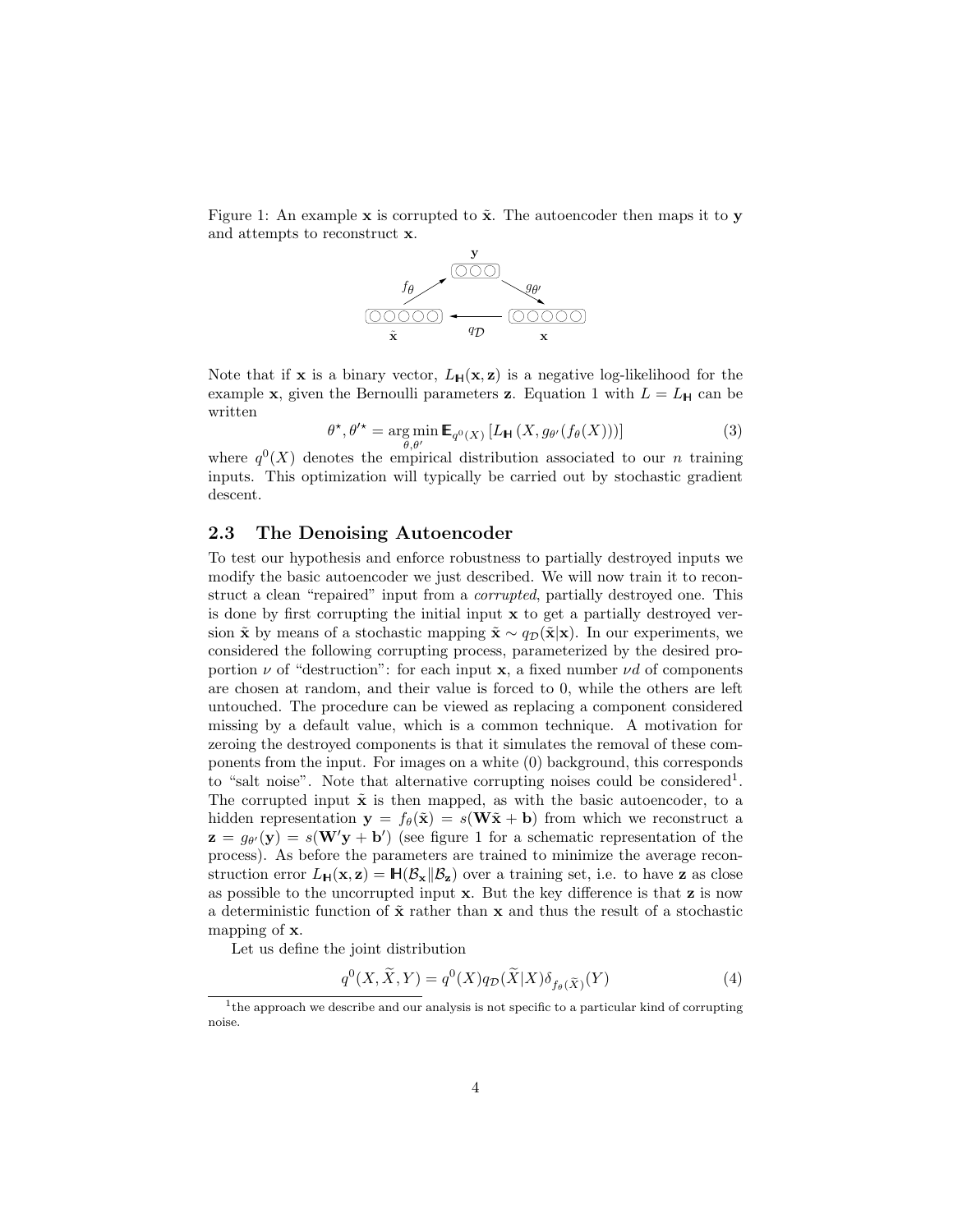Figure 1: An example $\mathbf{x}$ is corrupted to $\tilde{\mathbf{x}}$. The autoencoder then maps it to $\mathbf{y}$ and attempts to reconstruct $\mathbf{x}$.

Note that if $\mathbf{x}$ is a binary vector, $L_{\mathbb{H}}(\mathbf{x}, \mathbf{z})$ is a negative log-likelihood for the example $\mathbf{x}$, given the Bernoulli parameters $\mathbf{z}$. Equation 1 with $L = L_{\mathbb{H}}$ can be written

$$\theta^{\star}, \theta'^{\star} = \arg\min_{\theta, \theta'} \mathbb{E}_{q^0(X)} \left[ L_{\mathbb{H}} \left( X, g_{\theta'}(f_\theta(X)) \right) \right] \tag{3}$$

where $q^0(X)$ denotes the empirical distribution associated to our $n$ training inputs. This optimization will typically be carried out by stochastic gradient descent.

## 2.3 The Denoising Autoencoder

To test our hypothesis and enforce robustness to partially destroyed inputs we modify the basic autoencoder we just described. We will now train it to reconstruct a clean "repaired" input from a *corrupted*, partially destroyed one. This is done by first corrupting the initial input $\mathbf{x}$ to get a partially destroyed version $\tilde{\mathbf{x}}$ by means of a stochastic mapping $\tilde{\mathbf{x}} \sim q_{\mathcal{D}}(\tilde{\mathbf{x}}|\mathbf{x})$. In our experiments, we considered the following corrupting process, parameterized by the desired proportion $\nu$ of "destruction": for each input $\mathbf{x}$, a fixed number $\nu d$ of components are chosen at random, and their value is forced to 0, while the others are left untouched. The procedure can be viewed as replacing a component considered missing by a default value, which is a common technique. A motivation for zeroing the destroyed components is that it simulates the removal of these components from the input. For images on a white (0) background, this corresponds to "salt noise". Note that alternative corrupting noises could be considered[1]. The corrupted input $\tilde{\mathbf{x}}$ is then mapped, as with the basic autoencoder, to a hidden representation $\mathbf{y} = f_\theta(\tilde{\mathbf{x}}) = s(\mathbf{W}\tilde{\mathbf{x}} + \mathbf{b})$ from which we reconstruct a $\mathbf{z} = g_{\theta'}(\mathbf{y}) = s(\mathbf{W}'\mathbf{y} + \mathbf{b}')$ (see figure 1 for a schematic representation of the process). As before the parameters are trained to minimize the average reconstruction error $L_{\mathbb{H}}(\mathbf{x}, \mathbf{z}) = \mathbb{H}(\mathcal{B}_{\mathbf{x}} \| \mathcal{B}_{\mathbf{z}})$ over a training set, i.e. to have $\mathbf{z}$ as close as possible to the uncorrupted input $\mathbf{x}$. But the key difference is that $\mathbf{z}$ is now a deterministic function of $\tilde{\mathbf{x}}$ rather than $\mathbf{x}$ and thus the result of a stochastic mapping of $\mathbf{x}$.

Let us define the joint distribution

$$q^0(X, \widetilde{X}, Y) = q^0(X) q_{\mathcal{D}}(\widetilde{X}|X) \delta_{f_\theta(\widetilde{X})}(Y) \tag{4}$$

[1] the approach we describe and our analysis is not specific to a particular kind of corrupting noise.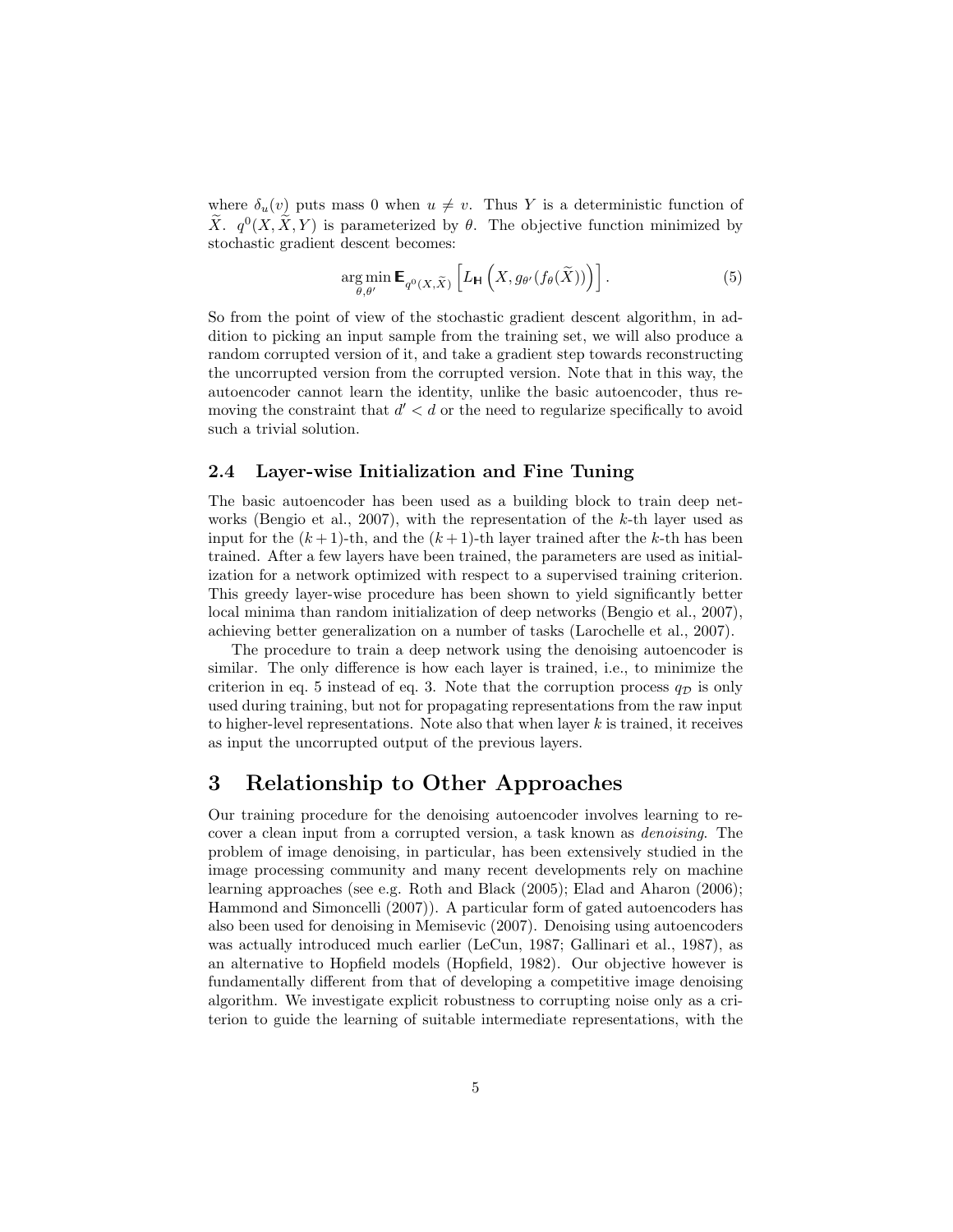where $\delta_u(v)$ puts mass 0 when $u \neq v$. Thus $Y$ is a deterministic function of $\widetilde{X}$. $q^0(X, \widetilde{X}, Y)$ is parameterized by $\theta$. The objective function minimized by stochastic gradient descent becomes:

$$\arg\min_{\theta, \theta'} \mathbb{E}_{q^0(X, \widetilde{X})} \left[ L_{\mathbb{H}} \left( X, g_{\theta'}(f_\theta(\widetilde{X})) \right) \right]. \tag{5}$$

So from the point of view of the stochastic gradient descent algorithm, in addition to picking an input sample from the training set, we will also produce a random corrupted version of it, and take a gradient step towards reconstructing the uncorrupted version from the corrupted version. Note that in this way, the autoencoder cannot learn the identity, unlike the basic autoencoder, thus removing the constraint that $d' < d$ or the need to regularize specifically to avoid such a trivial solution.

### 2.4 Layer-wise Initialization and Fine Tuning

The basic autoencoder has been used as a building block to train deep networks (Bengio et al., 2007), with the representation of the $k$-th layer used as input for the $(k+1)$-th, and the $(k+1)$-th layer trained after the $k$-th has been trained. After a few layers have been trained, the parameters are used as initialization for a network optimized with respect to a supervised training criterion. This greedy layer-wise procedure has been shown to yield significantly better local minima than random initialization of deep networks (Bengio et al., 2007), achieving better generalization on a number of tasks (Larochelle et al., 2007).

The procedure to train a deep network using the denoising autoencoder is similar. The only difference is how each layer is trained, i.e., to minimize the criterion in eq. 5 instead of eq. 3. Note that the corruption process $q_{\mathcal{D}}$ is only used during training, but not for propagating representations from the raw input to higher-level representations. Note also that when layer $k$ is trained, it receives as input the uncorrupted output of the previous layers.

## 3 Relationship to Other Approaches

Our training procedure for the denoising autoencoder involves learning to recover a clean input from a corrupted version, a task known as *denoising*. The problem of image denoising, in particular, has been extensively studied in the image processing community and many recent developments rely on machine learning approaches (see e.g. Roth and Black (2005); Elad and Aharon (2006); Hammond and Simoncelli (2007)). A particular form of gated autoencoders has also been used for denoising in Memisevic (2007). Denoising using autoencoders was actually introduced much earlier (LeCun, 1987; Gallinari et al., 1987), as an alternative to Hopfield models (Hopfield, 1982). Our objective however is fundamentally different from that of developing a competitive image denoising algorithm. We investigate explicit robustness to corrupting noise only as a criterion to guide the learning of suitable intermediate representations, with the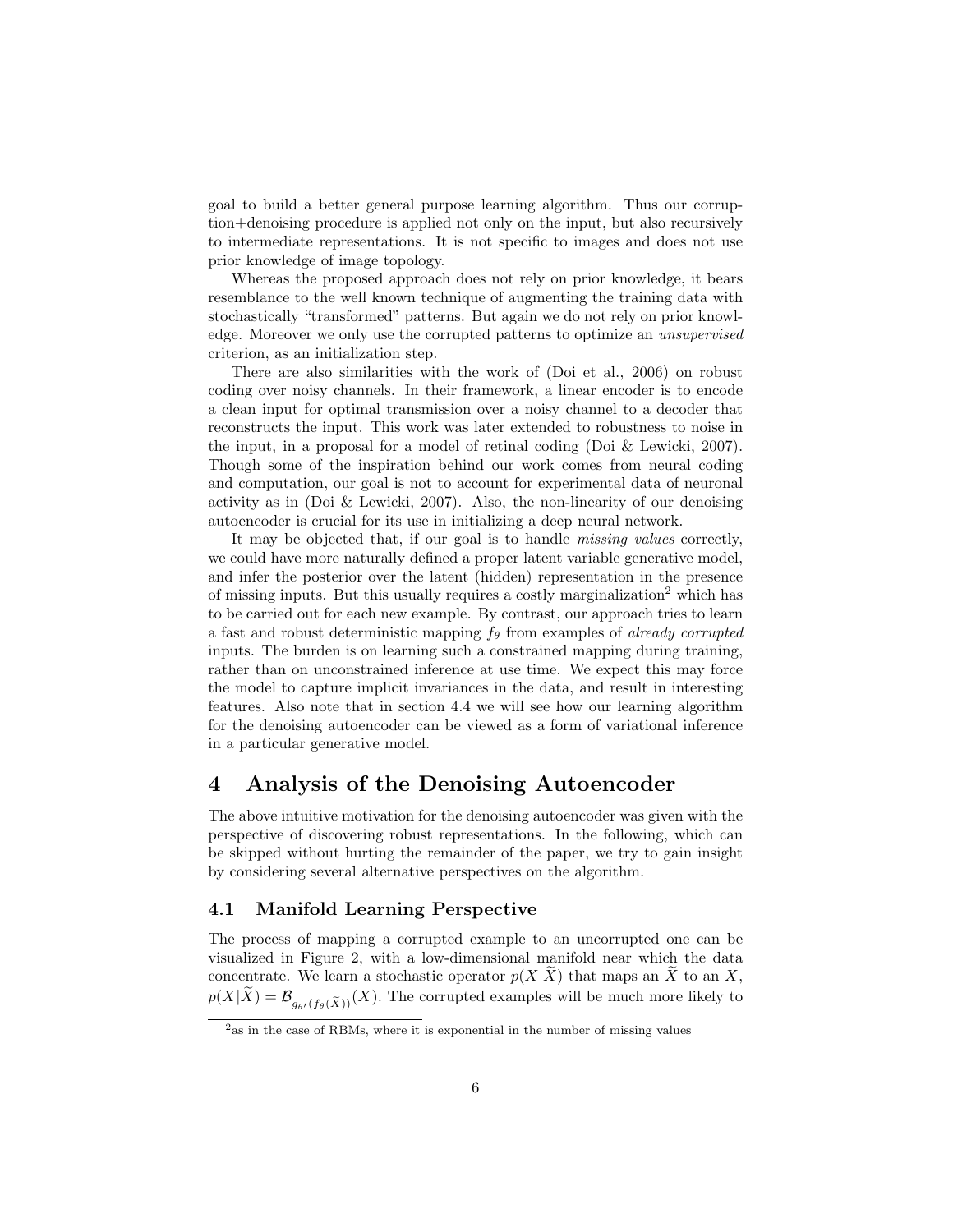goal to build a better general purpose learning algorithm. Thus our corruption+denoising procedure is applied not only on the input, but also recursively to intermediate representations. It is not specific to images and does not use prior knowledge of image topology.

Whereas the proposed approach does not rely on prior knowledge, it bears resemblance to the well known technique of augmenting the training data with stochastically "transformed" patterns. But again we do not rely on prior knowledge. Moreover we only use the corrupted patterns to optimize an *unsupervised* criterion, as an initialization step.

There are also similarities with the work of (Doi et al., 2006) on robust coding over noisy channels. In their framework, a linear encoder is to encode a clean input for optimal transmission over a noisy channel to a decoder that reconstructs the input. This work was later extended to robustness to noise in the input, in a proposal for a model of retinal coding (Doi & Lewicki, 2007). Though some of the inspiration behind our work comes from neural coding and computation, our goal is not to account for experimental data of neuronal activity as in (Doi & Lewicki, 2007). Also, the non-linearity of our denoising autoencoder is crucial for its use in initializing a deep neural network.

It may be objected that, if our goal is to handle *missing values* correctly, we could have more naturally defined a proper latent variable generative model, and infer the posterior over the latent (hidden) representation in the presence of missing inputs. But this usually requires a costly marginalization[2] which has to be carried out for each new example. By contrast, our approach tries to learn a fast and robust deterministic mapping $f_\theta$ from examples of *already corrupted* inputs. The burden is on learning such a constrained mapping during training, rather than on unconstrained inference at use time. We expect this may force the model to capture implicit invariances in the data, and result in interesting features. Also note that in section 4.4 we will see how our learning algorithm for the denoising autoencoder can be viewed as a form of variational inference in a particular generative model.

# 4 Analysis of the Denoising Autoencoder

The above intuitive motivation for the denoising autoencoder was given with the perspective of discovering robust representations. In the following, which can be skipped without hurting the remainder of the paper, we try to gain insight by considering several alternative perspectives on the algorithm.

## 4.1 Manifold Learning Perspective

The process of mapping a corrupted example to an uncorrupted one can be visualized in Figure 2, with a low-dimensional manifold near which the data concentrate. We learn a stochastic operator $p(X|\widetilde{X})$ that maps an $\widetilde{X}$ to an $X$, $p(X|\widetilde{X}) = \mathcal{B}_{g_{\theta'}(f_\theta(\widetilde{X}))}(X)$. The corrupted examples will be much more likely to

[2] as in the case of RBMs, where it is exponential in the number of missing values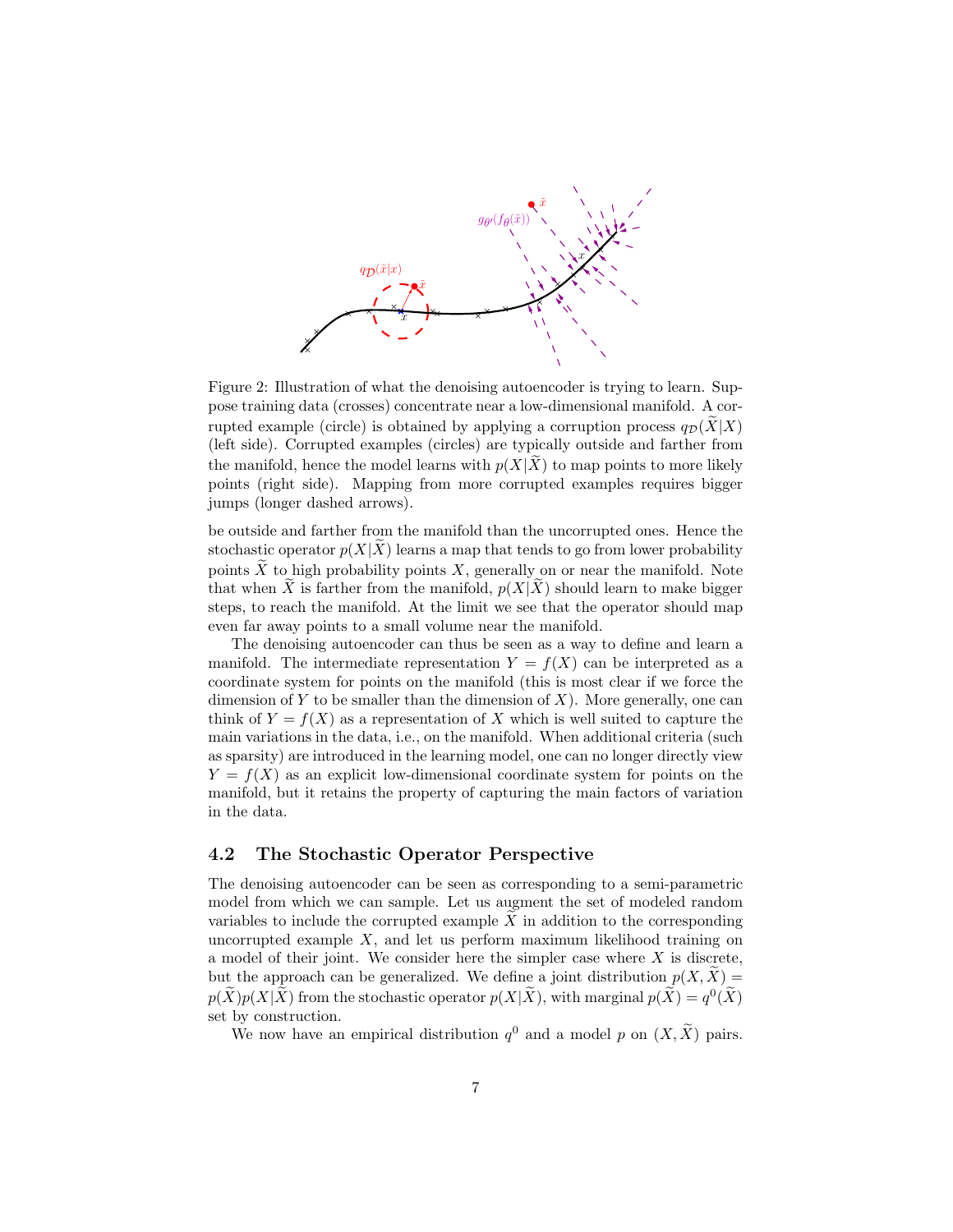Figure 2: Illustration of what the denoising autoencoder is trying to learn. Suppose training data (crosses) concentrate near a low-dimensional manifold. A corrupted example (circle) is obtained by applying a corruption process $q_{\mathcal{D}}(\widetilde{X}|X)$ (left side). Corrupted examples (circles) are typically outside and farther from the manifold, hence the model learns with $p(X|\widetilde{X})$ to map points to more likely points (right side). Mapping from more corrupted examples requires bigger jumps (longer dashed arrows).

be outside and farther from the manifold than the uncorrupted ones. Hence the stochastic operator $p(X|\widetilde{X})$ learns a map that tends to go from lower probability points $\widetilde{X}$ to high probability points $X$, generally on or near the manifold. Note that when $\widetilde{X}$ is farther from the manifold, $p(X|\widetilde{X})$ should learn to make bigger steps, to reach the manifold. At the limit we see that the operator should map even far away points to a small volume near the manifold.

The denoising autoencoder can thus be seen as a way to define and learn a manifold. The intermediate representation $Y = f(X)$ can be interpreted as a coordinate system for points on the manifold (this is most clear if we force the dimension of $Y$ to be smaller than the dimension of $X$). More generally, one can think of $Y = f(X)$ as a representation of $X$ which is well suited to capture the main variations in the data, i.e., on the manifold. When additional criteria (such as sparsity) are introduced in the learning model, one can no longer directly view $Y = f(X)$ as an explicit low-dimensional coordinate system for points on the manifold, but it retains the property of capturing the main factors of variation in the data.

### 4.2 The Stochastic Operator Perspective

The denoising autoencoder can be seen as corresponding to a semi-parametric model from which we can sample. Let us augment the set of modeled random variables to include the corrupted example $\widetilde{X}$ in addition to the corresponding uncorrupted example $X$, and let us perform maximum likelihood training on a model of their joint. We consider here the simpler case where $X$ is discrete, but the approach can be generalized. We define a joint distribution $p(X, \widetilde{X}) = p(\widetilde{X})p(X|\widetilde{X})$ from the stochastic operator $p(X|\widetilde{X})$, with marginal $p(\widetilde{X}) = q^0(\widetilde{X})$ set by construction.

We now have an empirical distribution $q^0$ and a model $p$ on $(X, \widetilde{X})$ pairs.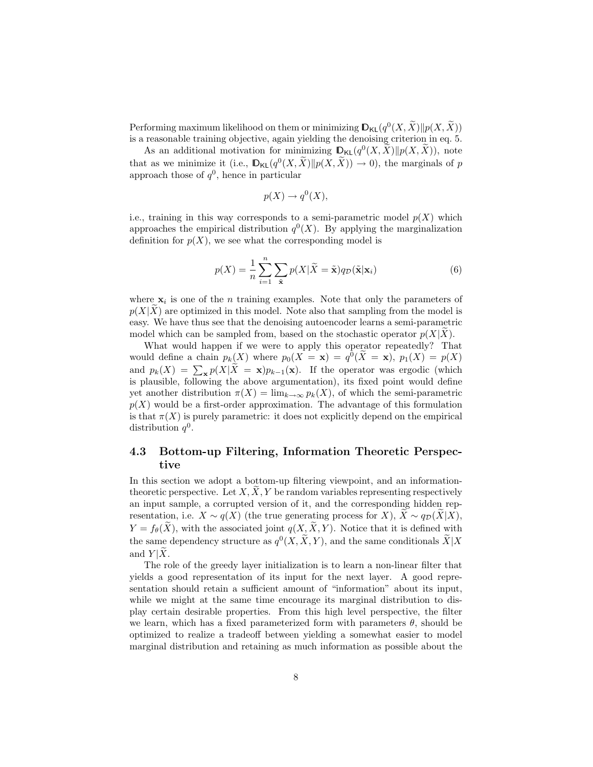Performing maximum likelihood on them or minimizing $\mathbb{D}_{\mathsf{KL}}(q^0(X, \widetilde{X}) \| p(X, \widetilde{X}))$ is a reasonable training objective, again yielding the denoising criterion in eq. 5.

As an additional motivation for minimizing $\mathbb{D}_{\mathsf{KL}}(q^0(X, \widetilde{X}) \| p(X, \widetilde{X}))$, note that as we minimize it (i.e., $\mathbb{D}_{\mathsf{KL}}(q^0(X, \widetilde{X}) \| p(X, \widetilde{X})) \to 0$), the marginals of $p$ approach those of $q^0$, hence in particular

$$p(X) \to q^0(X),$$

i.e., training in this way corresponds to a semi-parametric model $p(X)$ which approaches the empirical distribution $q^0(X)$. By applying the marginalization definition for $p(X)$, we see what the corresponding model is

$$p(X) = \frac{1}{n} \sum_{i=1}^{n} \sum_{\tilde{\mathbf{x}}} p(X|\widetilde{X} = \tilde{\mathbf{x}}) q_{\mathcal{D}}(\tilde{\mathbf{x}}|\mathbf{x}_i) \tag{6}$$

where $\mathbf{x}_i$ is one of the $n$ training examples. Note that only the parameters of $p(X|\widetilde{X})$ are optimized in this model. Note also that sampling from the model is easy. We have thus see that the denoising autoencoder learns a semi-parametric model which can be sampled from, based on the stochastic operator $p(X|\widetilde{X})$.

What would happen if we were to apply this operator repeatedly? That would define a chain $p_k(X)$ where $p_0(X = \mathbf{x}) = q^0(\widetilde{X} = \mathbf{x})$, $p_1(X) = p(X)$ and $p_k(X) = \sum_{\mathbf{x}} p(X|\widetilde{X} = \mathbf{x}) p_{k-1}(\mathbf{x})$. If the operator was ergodic (which is plausible, following the above argumentation), its fixed point would define yet another distribution $\pi(X) = \lim_{k \to \infty} p_k(X)$, of which the semi-parametric $p(X)$ would be a first-order approximation. The advantage of this formulation is that $\pi(X)$ is purely parametric: it does not explicitly depend on the empirical distribution $q^0$.

### 4.3 Bottom-up Filtering, Information Theoretic Perspective

In this section we adopt a bottom-up filtering viewpoint, and an information-theoretic perspective. Let $X, \widetilde{X}, Y$ be random variables representing respectively an input sample, a corrupted version of it, and the corresponding hidden representation, i.e. $X \sim q(X)$ (the true generating process for $X$), $\widetilde{X} \sim q_{\mathcal{D}}(\widetilde{X}|X)$, $Y = f_\theta(\widetilde{X})$, with the associated joint $q(X, \widetilde{X}, Y)$. Notice that it is defined with the same dependency structure as $q^0(X, \widetilde{X}, Y)$, and the same conditionals $\widetilde{X}|X$ and $Y|\widetilde{X}$.

The role of the greedy layer initialization is to learn a non-linear filter that yields a good representation of its input for the next layer. A good representation should retain a sufficient amount of "information" about its input, while we might at the same time encourage its marginal distribution to display certain desirable properties. From this high level perspective, the filter we learn, which has a fixed parameterized form with parameters $\theta$, should be optimized to realize a tradeoff between yielding a somewhat easier to model marginal distribution and retaining as much information as possible about the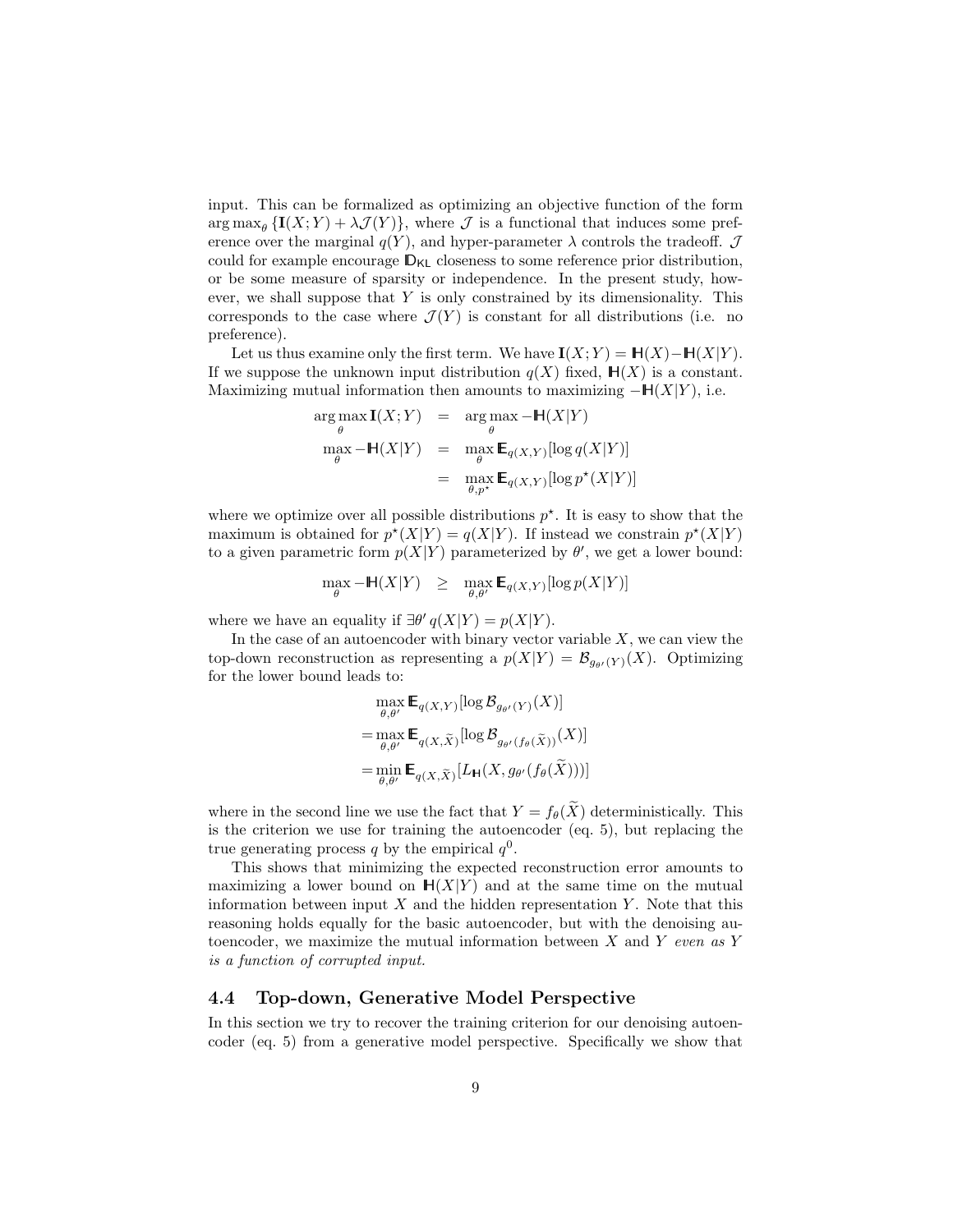input. This can be formalized as optimizing an objective function of the form $\arg\max_\theta \{\mathbf{I}(X;Y) + \lambda \mathcal{J}(Y)\}$, where $\mathcal{J}$ is a functional that induces some preference over the marginal $q(Y)$, and hyper-parameter $\lambda$ controls the tradeoff. $\mathcal{J}$ could for example encourage $\mathbb{D}_{\mathsf{KL}}$ closeness to some reference prior distribution, or be some measure of sparsity or independence. In the present study, however, we shall suppose that $Y$ is only constrained by its dimensionality. This corresponds to the case where $\mathcal{J}(Y)$ is constant for all distributions (i.e. no preference).

Let us thus examine only the first term. We have $\mathbf{I}(X;Y) = \mathbb{H}(X) - \mathbb{H}(X|Y)$. If we suppose the unknown input distribution $q(X)$ fixed, $\mathbb{H}(X)$ is a constant. Maximizing mutual information then amounts to maximizing $-\mathbb{H}(X|Y)$, i.e.

$$
\begin{aligned}
\arg\max_\theta \mathbf{I}(X;Y) &= \arg\max_\theta -\mathbb{H}(X|Y) \\
\max_\theta -\mathbb{H}(X|Y) &= \max_\theta \mathbb{E}_{q(X,Y)}[\log q(X|Y)] \\
&= \max_{\theta, p^\star} \mathbb{E}_{q(X,Y)}[\log p^\star(X|Y)]
\end{aligned}
$$

where we optimize over all possible distributions $p^\star$. It is easy to show that the maximum is obtained for $p^\star(X|Y) = q(X|Y)$. If instead we constrain $p^\star(X|Y)$ to a given parametric form $p(X|Y)$ parameterized by $\theta'$, we get a lower bound:

$$
\max_\theta -\mathbb{H}(X|Y) \;\; \geq \;\; \max_{\theta, \theta'} \mathbb{E}_{q(X,Y)}[\log p(X|Y)]
$$

where we have an equality if $\exists \theta' \; q(X|Y) = p(X|Y)$.

In the case of an autoencoder with binary vector variable $X$, we can view the top-down reconstruction as representing a $p(X|Y) = \mathcal{B}_{g_{\theta'}(Y)}(X)$. Optimizing for the lower bound leads to:

$$
\begin{aligned}
&\max_{\theta,\theta'} \mathbb{E}_{q(X,Y)}[\log \mathcal{B}_{g_{\theta'}(Y)}(X)] \\
=&\max_{\theta,\theta'} \mathbb{E}_{q(X,\widetilde{X})}[\log \mathcal{B}_{g_{\theta'}(f_\theta(\widetilde{X}))}(X)] \\
=&\min_{\theta,\theta'} \mathbb{E}_{q(X,\widetilde{X})}[L_{\mathbb{H}}(X, g_{\theta'}(f_\theta(\widetilde{X})))]
\end{aligned}
$$

where in the second line we use the fact that $Y = f_\theta(\widetilde{X})$ deterministically. This is the criterion we use for training the autoencoder (eq. 5), but replacing the true generating process $q$ by the empirical $q^0$.

This shows that minimizing the expected reconstruction error amounts to maximizing a lower bound on $\mathbb{H}(X|Y)$ and at the same time on the mutual information between input $X$ and the hidden representation $Y$. Note that this reasoning holds equally for the basic autoencoder, but with the denoising autoencoder, we maximize the mutual information between $X$ and $Y$ *even as $Y$ is a function of corrupted input.*

### 4.4 Top-down, Generative Model Perspective

In this section we try to recover the training criterion for our denoising autoencoder (eq. 5) from a generative model perspective. Specifically we show that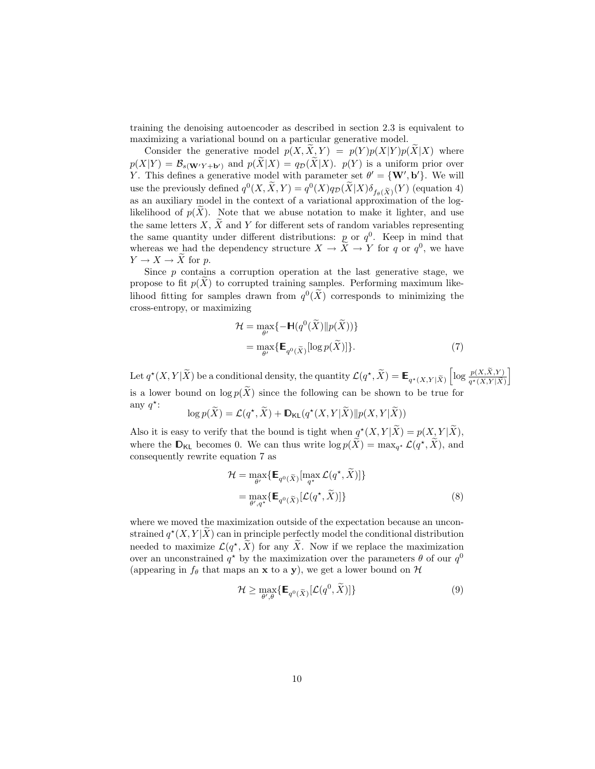training the denoising autoencoder as described in section 2.3 is equivalent to maximizing a variational bound on a particular generative model.

Consider the generative model $p(X, \widetilde{X}, Y) = p(Y)p(X|Y)p(\widetilde{X}|X)$ where $p(X|Y) = \mathcal{B}_{s(\mathbf{W}'Y+\mathbf{b}')}$ and $p(\widetilde{X}|X) = q_{\mathcal{D}}(\widetilde{X}|X)$. $p(Y)$ is a uniform prior over $Y$. This defines a generative model with parameter set $\theta' = \{\mathbf{W}', \mathbf{b}'\}$. We will use the previously defined $q^0(X, \widetilde{X}, Y) = q^0(X)q_{\mathcal{D}}(\widetilde{X}|X)\delta_{f_\theta(\widetilde{X})}(Y)$ (equation 4) as an auxiliary model in the context of a variational approximation of the log-likelihood of $p(\widetilde{X})$. Note that we abuse notation to make it lighter, and use the same letters $X$, $\widetilde{X}$ and $Y$ for different sets of random variables representing the same quantity under different distributions: $p$ or $q^0$. Keep in mind that whereas we had the dependency structure $X \rightarrow \widetilde{X} \rightarrow Y$ for $q$ or $q^0$, we have $Y \rightarrow X \rightarrow \widetilde{X}$ for $p$.

Since $p$ contains a corruption operation at the last generative stage, we propose to fit $p(\widetilde{X})$ to corrupted training samples. Performing maximum likelihood fitting for samples drawn from $q^0(\widetilde{X})$ corresponds to minimizing the cross-entropy, or maximizing

$$
\begin{aligned}
\mathcal{H} &= \max_{\theta'}\{-\mathbb{H}(q^0(\widetilde{X})\|p(\widetilde{X}))\} \\
&= \max_{\theta'}\{\mathbb{E}_{q^0(\widetilde{X})}[\log p(\widetilde{X})]\}. \qquad (7)
\end{aligned}
$$

Let $q^\star(X, Y|\widetilde{X})$ be a conditional density, the quantity $\mathcal{L}(q^\star, \widetilde{X}) = \mathbb{E}_{q^\star(X,Y|\widetilde{X})}\left[\log \frac{p(X,\widetilde{X},Y)}{q^\star(X,Y|\widetilde{X})}\right]$ is a lower bound on $\log p(\widetilde{X})$ since the following can be shown to be true for any $q^\star$:

$$\log p(\widetilde{X}) = \mathcal{L}(q^\star, \widetilde{X}) + \mathbb{D}_{\mathsf{KL}}(q^\star(X, Y|\widetilde{X})\|p(X, Y|\widetilde{X}))$$

Also it is easy to verify that the bound is tight when $q^\star(X, Y|\widetilde{X}) = p(X, Y|\widetilde{X})$, where the $\mathbb{D}_{\mathsf{KL}}$ becomes 0. We can thus write $\log p(\widetilde{X}) = \max_{q^\star} \mathcal{L}(q^\star, \widetilde{X})$, and consequently rewrite equation 7 as

$$
\begin{aligned}
\mathcal{H} &= \max_{\theta'}\{\mathbb{E}_{q^0(\widetilde{X})}[\max_{q^\star} \mathcal{L}(q^\star, \widetilde{X})]\} \\
&= \max_{\theta', q^\star}\{\mathbb{E}_{q^0(\widetilde{X})}[\mathcal{L}(q^\star, \widetilde{X})]\} \qquad (8)
\end{aligned}
$$

where we moved the maximization outside of the expectation because an unconstrained $q^\star(X, Y|\widetilde{X})$ can in principle perfectly model the conditional distribution needed to maximize $\mathcal{L}(q^\star, \widetilde{X})$ for any $\widetilde{X}$. Now if we replace the maximization over an unconstrained $q^\star$ by the maximization over the parameters $\theta$ of our $q^0$ (appearing in $f_\theta$ that maps an $\mathbf{x}$ to a $\mathbf{y}$), we get a lower bound on $\mathcal{H}$

$$\mathcal{H} \geq \max_{\theta', \theta}\{\mathbb{E}_{q^0(\widetilde{X})}[\mathcal{L}(q^0, \widetilde{X})]\} \qquad (9)$$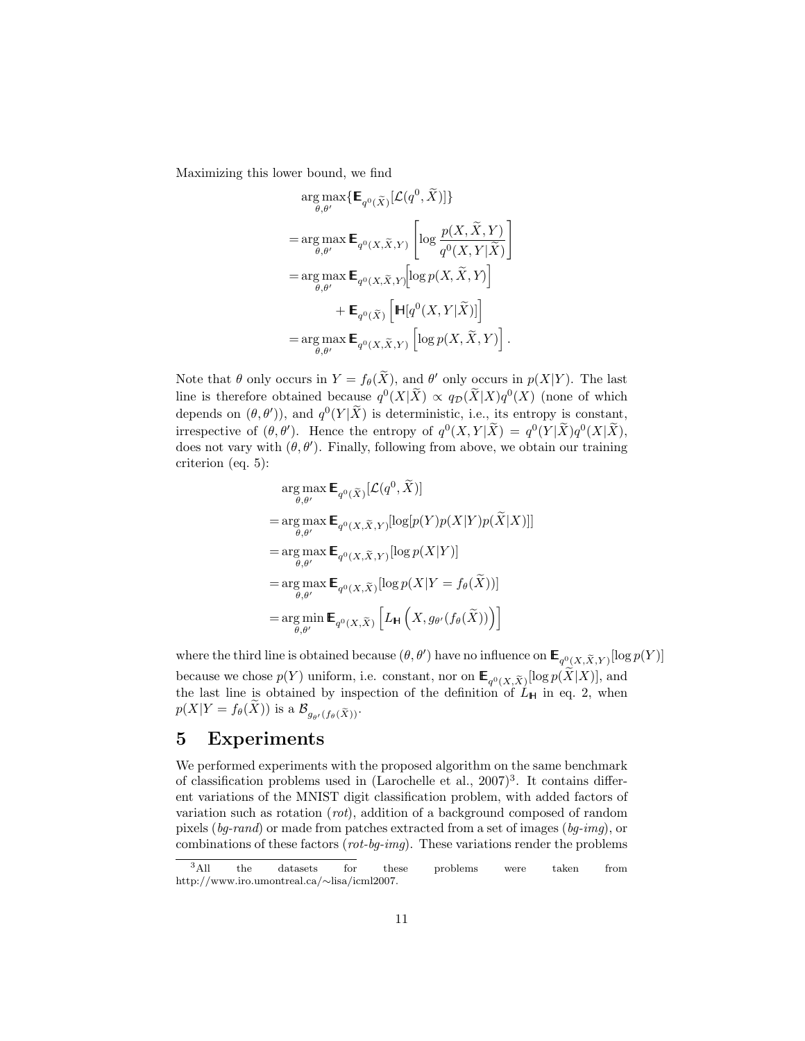Maximizing this lower bound, we find

$$
\begin{aligned}
&\arg\max_{\theta,\theta'} \{\mathbb{E}_{q^0(\widetilde{X})}[\mathcal{L}(q^0, \widetilde{X})]\} \\
&= \arg\max_{\theta,\theta'} \mathbb{E}_{q^0(X,\widetilde{X},Y)} \left[ \log \frac{p(X, \widetilde{X}, Y)}{q^0(X, Y|\widetilde{X})} \right] \\
&= \arg\max_{\theta,\theta'} \mathbb{E}_{q^0(X,\widetilde{X},Y)} \Big[ \log p(X, \widetilde{X}, Y) \Big] \\
&\qquad + \mathbb{E}_{q^0(\widetilde{X})} \left[ \mathbb{H}[q^0(X, Y|\widetilde{X})] \right] \\
&= \arg\max_{\theta,\theta'} \mathbb{E}_{q^0(X,\widetilde{X},Y)} \left[ \log p(X, \widetilde{X}, Y) \right].
\end{aligned}
$$

Note that $\theta$ only occurs in $Y = f_\theta(\widetilde{X})$, and $\theta'$ only occurs in $p(X|Y)$. The last line is therefore obtained because $q^0(X|\widetilde{X}) \propto q_{\mathcal{D}}(\widetilde{X}|X)q^0(X)$ (none of which depends on $(\theta, \theta')$), and $q^0(Y|\widetilde{X})$ is deterministic, i.e., its entropy is constant, irrespective of $(\theta, \theta')$. Hence the entropy of $q^0(X, Y|\widetilde{X}) = q^0(Y|\widetilde{X})q^0(X|\widetilde{X})$, does not vary with $(\theta, \theta')$. Finally, following from above, we obtain our training criterion (eq. 5):

$$
\begin{aligned}
&\arg\max_{\theta,\theta'} \mathbb{E}_{q^0(\widetilde{X})}[\mathcal{L}(q^0, \widetilde{X})] \\
&= \arg\max_{\theta,\theta'} \mathbb{E}_{q^0(X,\widetilde{X},Y)}[\log[p(Y)p(X|Y)p(\widetilde{X}|X)]] \\
&= \arg\max_{\theta,\theta'} \mathbb{E}_{q^0(X,\widetilde{X},Y)}[\log p(X|Y)] \\
&= \arg\max_{\theta,\theta'} \mathbb{E}_{q^0(X,\widetilde{X})}[\log p(X|Y = f_\theta(\widetilde{X}))] \\
&= \arg\min_{\theta,\theta'} \mathbb{E}_{q^0(X,\widetilde{X})} \left[ L_{\mathbb{H}} \left( X, g_{\theta'}(f_\theta(\widetilde{X})) \right) \right]
\end{aligned}
$$

where the third line is obtained because $(\theta, \theta')$ have no influence on $\mathbb{E}_{q^0(X,\widetilde{X},Y)}[\log p(Y)]$ because we chose $p(Y)$ uniform, i.e. constant, nor on $\mathbb{E}_{q^0(X,\widetilde{X})}[\log p(\widetilde{X}|X)]$, and the last line is obtained by inspection of the definition of $L_{\mathbb{H}}$ in eq. 2, when $p(X|Y = f_\theta(\widetilde{X}))$ is a $\mathcal{B}_{g_{\theta'}(f_\theta(\widetilde{X}))}$.

# 5 Experiments

We performed experiments with the proposed algorithm on the same benchmark of classification problems used in (Larochelle et al., 2007)[3]. It contains different variations of the MNIST digit classification problem, with added factors of variation such as rotation (*rot*), addition of a background composed of random pixels (*bg-rand*) or made from patches extracted from a set of images (*bg-img*), or combinations of these factors (*rot-bg-img*). These variations render the problems

[3] All the datasets for these problems were taken from http://www.iro.umontreal.ca/∼lisa/icml2007.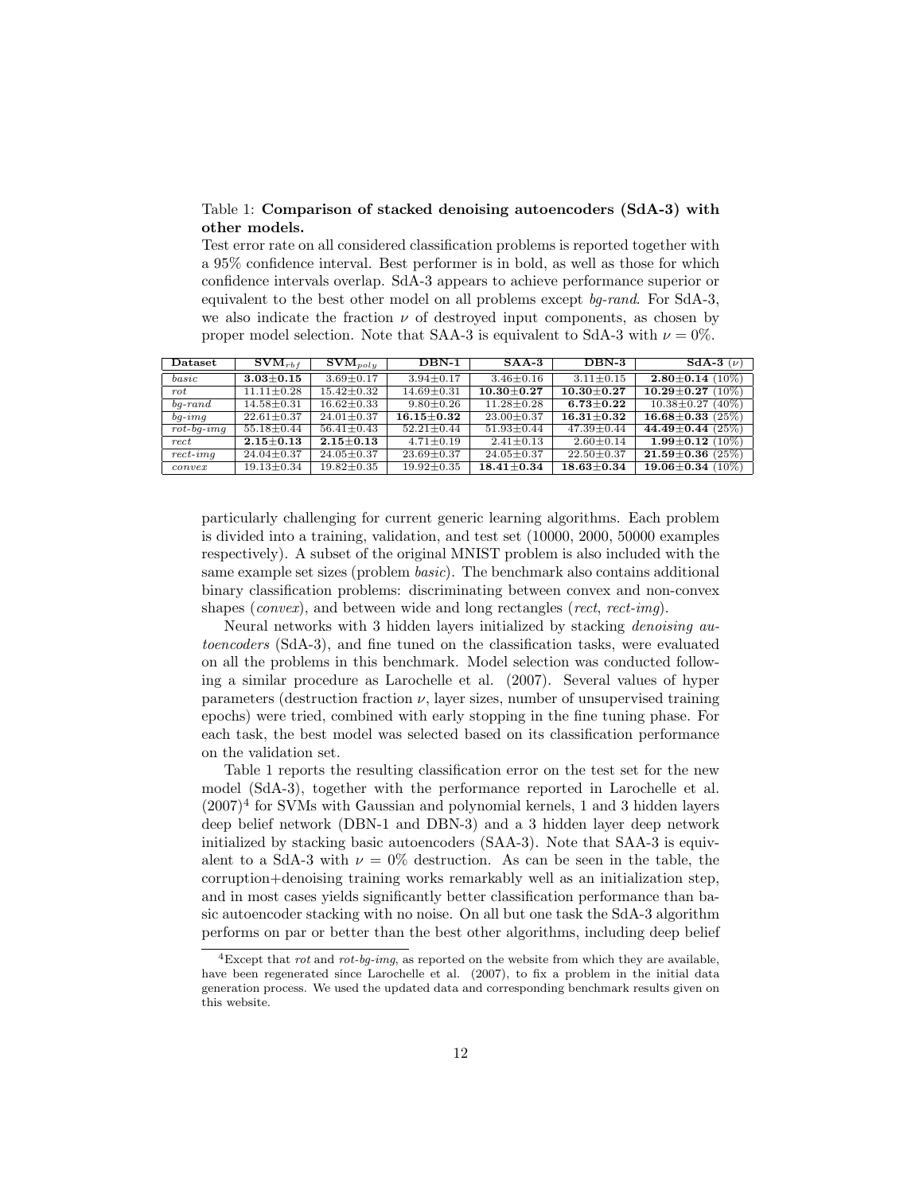Table 1: **Comparison of stacked denoising autoencoders (SdA-3) with other models.**

Test error rate on all considered classification problems is reported together with a 95% confidence interval. Best performer is in bold, as well as those for which confidence intervals overlap. SdA-3 appears to achieve performance superior or equivalent to the best other model on all problems except *bg-rand*. For SdA-3, we also indicate the fraction $\nu$ of destroyed input components, as chosen by proper model selection. Note that SAA-3 is equivalent to SdA-3 with $\nu = 0\%$.

| Dataset | $\mathbf{SVM}_{rbf}$ | $\mathbf{SVM}_{poly}$ | **DBN-1** | **SAA-3** | **DBN-3** | **SdA-3** ($\nu$) |
|---|---|---|---|---|---|---|
| *basic* | **3.03±0.15** | 3.69±0.17 | 3.94±0.17 | 3.46±0.16 | 3.11±0.15 | **2.80±0.14** (10%) |
| *rot* | 11.11±0.28 | 15.42±0.32 | 14.69±0.31 | **10.30±0.27** | **10.30±0.27** | **10.29±0.27** (10%) |
| *bg-rand* | 14.58±0.31 | 16.62±0.33 | 9.80±0.26 | 11.28±0.28 | **6.73±0.22** | 10.38±0.27 (40%) |
| *bg-img* | 22.61±0.37 | 24.01±0.37 | **16.15±0.32** | 23.00±0.37 | **16.31±0.32** | **16.68±0.33** (25%) |
| *rot-bg-img* | 55.18±0.44 | 56.41±0.43 | 52.21±0.44 | 51.93±0.44 | 47.39±0.44 | **44.49±0.44** (25%) |
| *rect* | **2.15±0.13** | **2.15±0.13** | 4.71±0.19 | 2.41±0.13 | 2.60±0.14 | **1.99±0.12** (10%) |
| *rect-img* | 24.04±0.37 | 24.05±0.37 | 23.69±0.37 | 24.05±0.37 | 22.50±0.37 | **21.59±0.36** (25%) |
| *convex* | 19.13±0.34 | 19.82±0.35 | 19.92±0.35 | **18.41±0.34** | **18.63±0.34** | **19.06±0.34** (10%) |

particularly challenging for current generic learning algorithms. Each problem is divided into a training, validation, and test set (10000, 2000, 50000 examples respectively). A subset of the original MNIST problem is also included with the same example set sizes (problem *basic*). The benchmark also contains additional binary classification problems: discriminating between convex and non-convex shapes (*convex*), and between wide and long rectangles (*rect*, *rect-img*).

Neural networks with 3 hidden layers initialized by stacking *denoising autoencoders* (SdA-3), and fine tuned on the classification tasks, were evaluated on all the problems in this benchmark. Model selection was conducted following a similar procedure as Larochelle et al. (2007). Several values of hyper parameters (destruction fraction $\nu$, layer sizes, number of unsupervised training epochs) were tried, combined with early stopping in the fine tuning phase. For each task, the best model was selected based on its classification performance on the validation set.

Table 1 reports the resulting classification error on the test set for the new model (SdA-3), together with the performance reported in Larochelle et al. (2007)[4] for SVMs with Gaussian and polynomial kernels, 1 and 3 hidden layers deep belief network (DBN-1 and DBN-3) and a 3 hidden layer deep network initialized by stacking basic autoencoders (SAA-3). Note that SAA-3 is equivalent to a SdA-3 with $\nu = 0\%$ destruction. As can be seen in the table, the corruption+denoising training works remarkably well as an initialization step, and in most cases yields significantly better classification performance than basic autoencoder stacking with no noise. On all but one task the SdA-3 algorithm performs on par or better than the best other algorithms, including deep belief

[4] Except that *rot* and *rot-bg-img*, as reported on the website from which they are available, have been regenerated since Larochelle et al. (2007), to fix a problem in the initial data generation process. We used the updated data and corresponding benchmark results given on this website.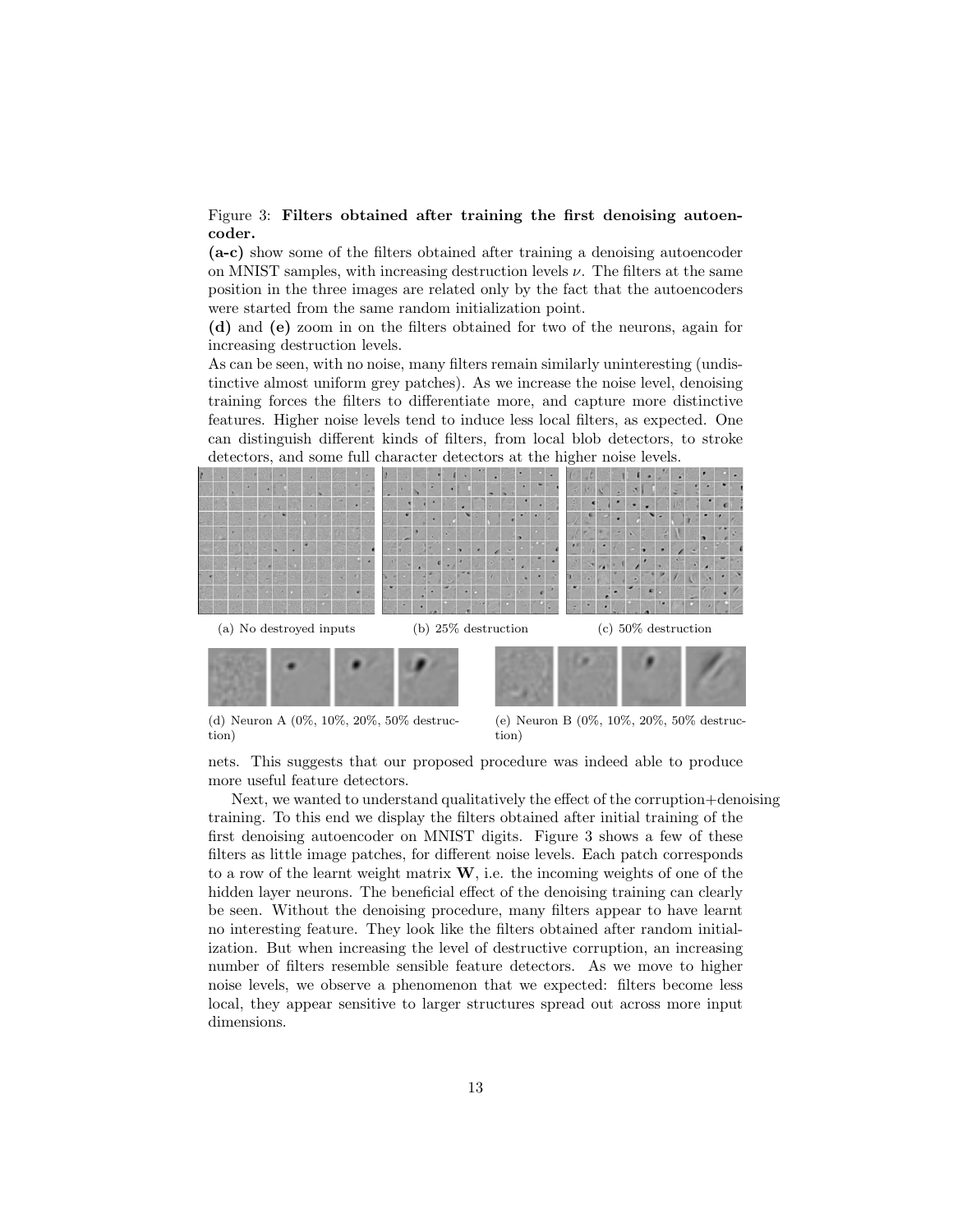Figure 3: **Filters obtained after training the first denoising autoencoder.**
**(a-c)** show some of the filters obtained after training a denoising autoencoder on MNIST samples, with increasing destruction levels $\nu$. The filters at the same position in the three images are related only by the fact that the autoencoders were started from the same random initialization point.
**(d)** and **(e)** zoom in on the filters obtained for two of the neurons, again for increasing destruction levels.
As can be seen, with no noise, many filters remain similarly uninteresting (undistinctive almost uniform grey patches). As we increase the noise level, denoising training forces the filters to differentiate more, and capture more distinctive features. Higher noise levels tend to induce less local filters, as expected. One can distinguish different kinds of filters, from local blob detectors, to stroke detectors, and some full character detectors at the higher noise levels.

(a) No destroyed inputs

(b) 25% destruction

(c) 50% destruction

(d) Neuron A (0%, 10%, 20%, 50% destruction)

(e) Neuron B (0%, 10%, 20%, 50% destruction)

nets. This suggests that our proposed procedure was indeed able to produce more useful feature detectors.

Next, we wanted to understand qualitatively the effect of the corruption+denoising training. To this end we display the filters obtained after initial training of the first denoising autoencoder on MNIST digits. Figure 3 shows a few of these filters as little image patches, for different noise levels. Each patch corresponds to a row of the learnt weight matrix $\mathbf{W}$, i.e. the incoming weights of one of the hidden layer neurons. The beneficial effect of the denoising training can clearly be seen. Without the denoising procedure, many filters appear to have learnt no interesting feature. They look like the filters obtained after random initialization. But when increasing the level of destructive corruption, an increasing number of filters resemble sensible feature detectors. As we move to higher noise levels, we observe a phenomenon that we expected: filters become less local, they appear sensitive to larger structures spread out across more input dimensions.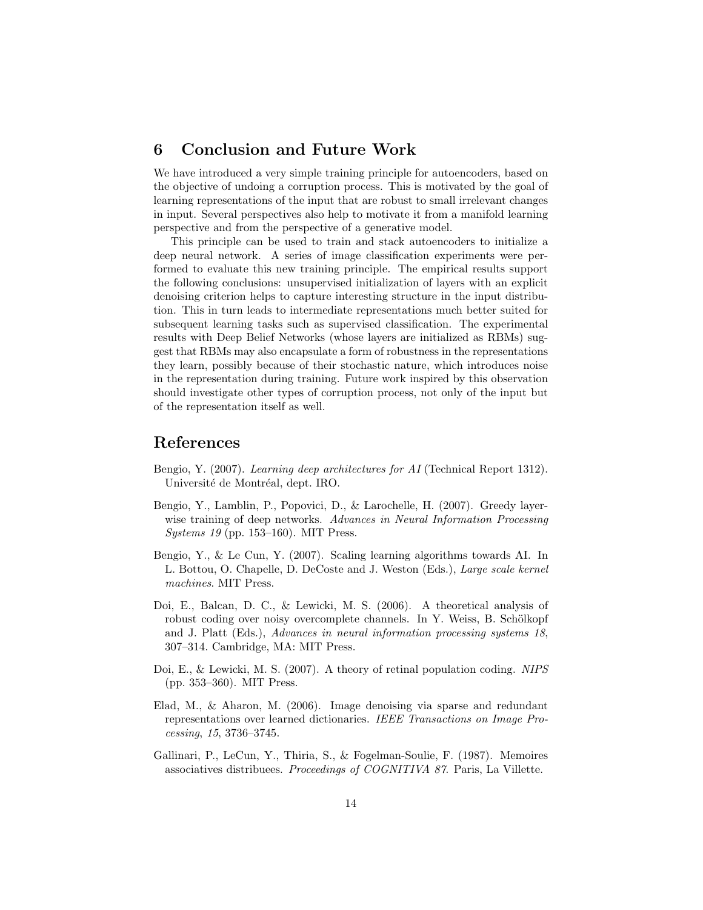## 6 Conclusion and Future Work

We have introduced a very simple training principle for autoencoders, based on the objective of undoing a corruption process. This is motivated by the goal of learning representations of the input that are robust to small irrelevant changes in input. Several perspectives also help to motivate it from a manifold learning perspective and from the perspective of a generative model.

This principle can be used to train and stack autoencoders to initialize a deep neural network. A series of image classification experiments were performed to evaluate this new training principle. The empirical results support the following conclusions: unsupervised initialization of layers with an explicit denoising criterion helps to capture interesting structure in the input distribution. This in turn leads to intermediate representations much better suited for subsequent learning tasks such as supervised classification. The experimental results with Deep Belief Networks (whose layers are initialized as RBMs) suggest that RBMs may also encapsulate a form of robustness in the representations they learn, possibly because of their stochastic nature, which introduces noise in the representation during training. Future work inspired by this observation should investigate other types of corruption process, not only of the input but of the representation itself as well.

## References

Bengio, Y. (2007). *Learning deep architectures for AI* (Technical Report 1312). Université de Montréal, dept. IRO.

Bengio, Y., Lamblin, P., Popovici, D., & Larochelle, H. (2007). Greedy layer-wise training of deep networks. *Advances in Neural Information Processing Systems 19* (pp. 153–160). MIT Press.

Bengio, Y., & Le Cun, Y. (2007). Scaling learning algorithms towards AI. In L. Bottou, O. Chapelle, D. DeCoste and J. Weston (Eds.), *Large scale kernel machines*. MIT Press.

Doi, E., Balcan, D. C., & Lewicki, M. S. (2006). A theoretical analysis of robust coding over noisy overcomplete channels. In Y. Weiss, B. Schölkopf and J. Platt (Eds.), *Advances in neural information processing systems 18*, 307–314. Cambridge, MA: MIT Press.

Doi, E., & Lewicki, M. S. (2007). A theory of retinal population coding. *NIPS* (pp. 353–360). MIT Press.

Elad, M., & Aharon, M. (2006). Image denoising via sparse and redundant representations over learned dictionaries. *IEEE Transactions on Image Processing*, *15*, 3736–3745.

Gallinari, P., LeCun, Y., Thiria, S., & Fogelman-Soulie, F. (1987). Memoires associatives distribuees. *Proceedings of COGNITIVA 87*. Paris, La Villette.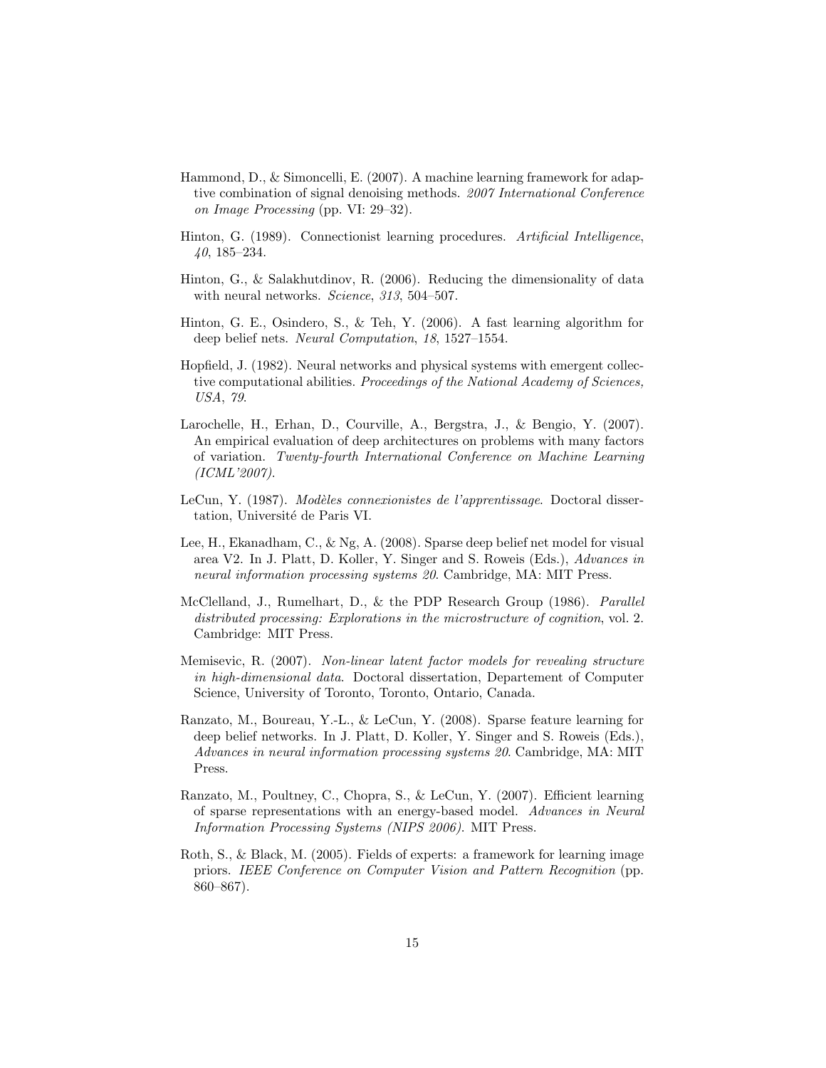Hammond, D., & Simoncelli, E. (2007). A machine learning framework for adaptive combination of signal denoising methods. *2007 International Conference on Image Processing* (pp. VI: 29–32).

Hinton, G. (1989). Connectionist learning procedures. *Artificial Intelligence*, *40*, 185–234.

Hinton, G., & Salakhutdinov, R. (2006). Reducing the dimensionality of data with neural networks. *Science*, *313*, 504–507.

Hinton, G. E., Osindero, S., & Teh, Y. (2006). A fast learning algorithm for deep belief nets. *Neural Computation*, *18*, 1527–1554.

Hopfield, J. (1982). Neural networks and physical systems with emergent collective computational abilities. *Proceedings of the National Academy of Sciences, USA*, *79*.

Larochelle, H., Erhan, D., Courville, A., Bergstra, J., & Bengio, Y. (2007). An empirical evaluation of deep architectures on problems with many factors of variation. *Twenty-fourth International Conference on Machine Learning (ICML'2007)*.

LeCun, Y. (1987). *Modèles connexionistes de l'apprentissage*. Doctoral dissertation, Université de Paris VI.

Lee, H., Ekanadham, C., & Ng, A. (2008). Sparse deep belief net model for visual area V2. In J. Platt, D. Koller, Y. Singer and S. Roweis (Eds.), *Advances in neural information processing systems 20*. Cambridge, MA: MIT Press.

McClelland, J., Rumelhart, D., & the PDP Research Group (1986). *Parallel distributed processing: Explorations in the microstructure of cognition*, vol. 2. Cambridge: MIT Press.

Memisevic, R. (2007). *Non-linear latent factor models for revealing structure in high-dimensional data*. Doctoral dissertation, Departement of Computer Science, University of Toronto, Toronto, Ontario, Canada.

Ranzato, M., Boureau, Y.-L., & LeCun, Y. (2008). Sparse feature learning for deep belief networks. In J. Platt, D. Koller, Y. Singer and S. Roweis (Eds.), *Advances in neural information processing systems 20*. Cambridge, MA: MIT Press.

Ranzato, M., Poultney, C., Chopra, S., & LeCun, Y. (2007). Efficient learning of sparse representations with an energy-based model. *Advances in Neural Information Processing Systems (NIPS 2006)*. MIT Press.

Roth, S., & Black, M. (2005). Fields of experts: a framework for learning image priors. *IEEE Conference on Computer Vision and Pattern Recognition* (pp. 860–867).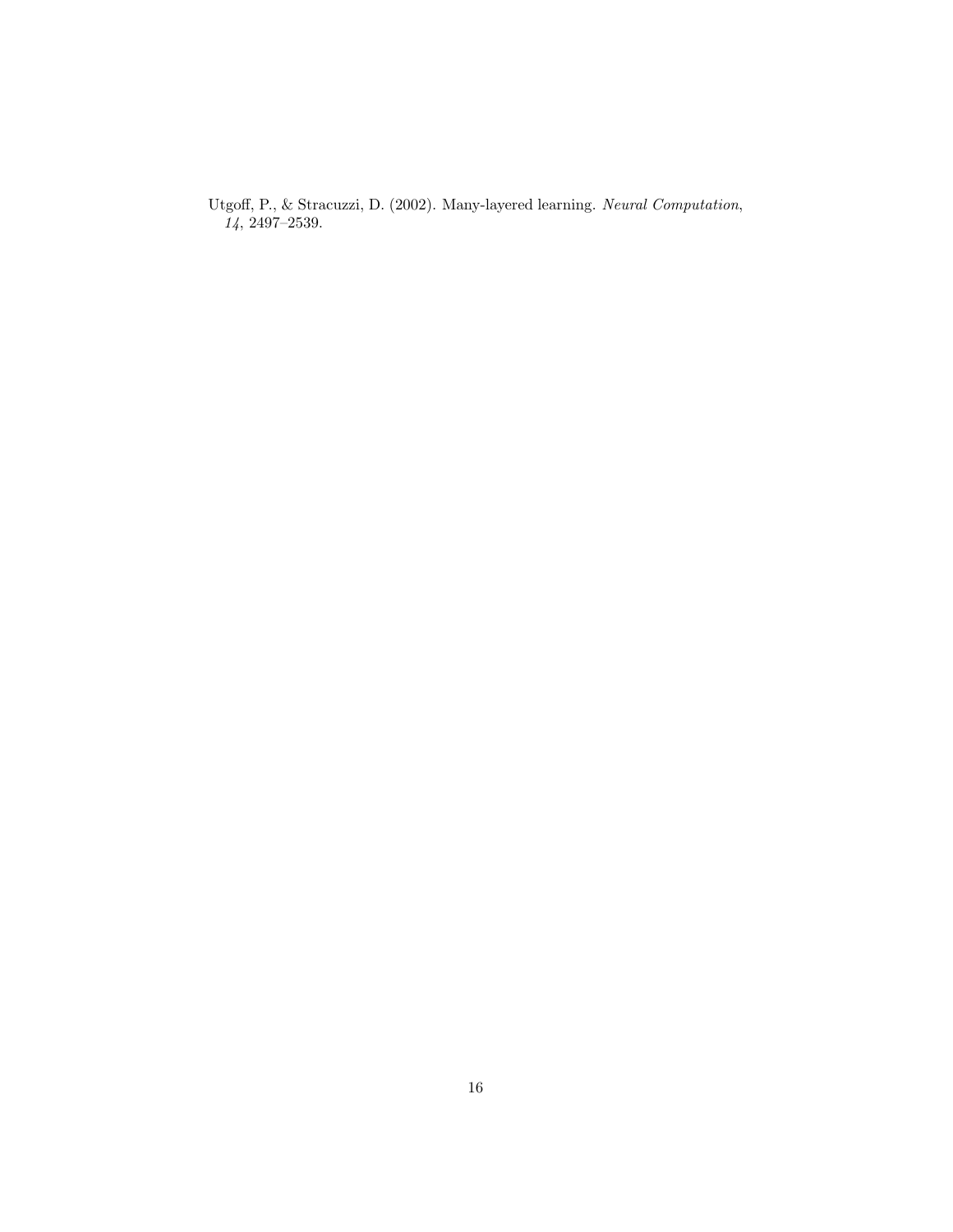Utgoff, P., & Stracuzzi, D. (2002). Many-layered learning. *Neural Computation*, *14*, 2497–2539.